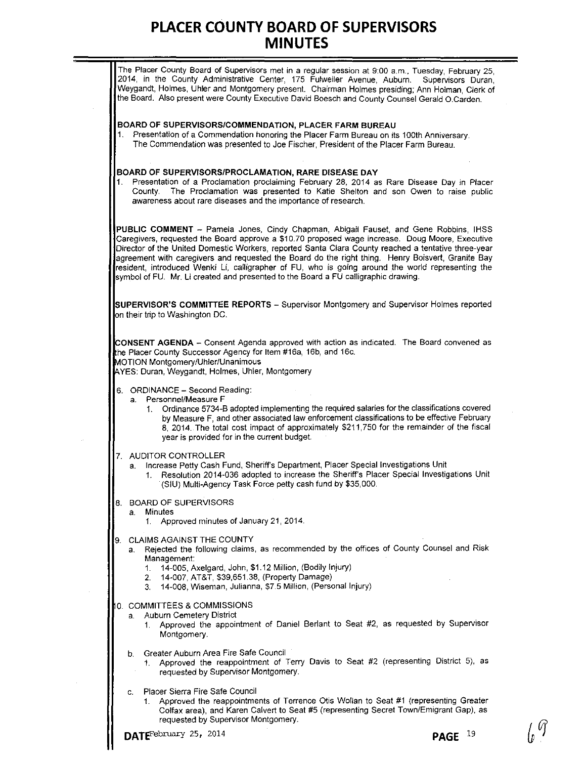# PLACER COUNTY BOARD OF SUPERVISORS MINUTES

The Placer County Board of Supervisors met in a regular session at 9:00 a.m., Tuesday, February 25, 2014, in the County Administrative Center, 175 Fulweiler Avenue, Auburn. Supervisors Duran, Weygandt, Holmes, Uhler and Montgomery present. Chairman Holmes presiding; Ann Holman, Clerk of the Board. Also present were County Executive David Boesch and County Counsel Gerald O.Carden.

**BOARD OF SUPERVISORS/COMMENDATION, PLACER FARM BUREAU**

1. Presentation of a Commendation honoring the Placer Farm Bureau on its 100th Anniversary. The Commendation was presented to Joe Fischer, President of the Placer Farm Bureau.

**BOARD OF SUPERVISORS/PROCLAMATION, RARE DISEASE DAY**

1. Presentation of a Proclamation proclaiming February 28, 2014 as Rare Disease Day in Placer County. The Proclamation was presented to Katie Shelton and son Owen to raise public awareness about rare diseases and the importance of research.

**PUBLIC COMMENT** – Pamela Jones, Cindy Chapman, Abigail Fauset, and Gene Robbins, IHSS Caregivers, requested the Board approve a $10.70 proposed wage increase. Doug Moore, Executive Director of the United Domestic Workers, reported Santa Clara County reached a tentative three-year agreement with caregivers and requested the Board do the right thing. Henry Boisvert, Granite Bay resident, introduced Wenki Li, calligrapher of FU, who is going around the world representing the symbol of FU. Mr. Li created and presented to the Board a FU calligraphic drawing.

**SUPERVISOR'S COMMITTEE REPORTS** – Supervisor Montgomery and Supervisor Holmes reported on their trip to Washington DC.

**CONSENT AGENDA** – Consent Agenda approved with action as indicated. The Board convened as the Placer County Successor Agency for Item #16a, 16b, and 16c.
MOTION Montgomery/Uhler/Unanimous
AYES: Duran, Weygandt, Holmes, Uhler, Montgomery

6. ORDINANCE – Second Reading:
   a. Personnel/Measure F
      1. Ordinance 5734-B adopted implementing the required salaries for the classifications covered by Measure F, and other associated law enforcement classifications to be effective February 8, 2014. The total cost impact of approximately $211,750 for the remainder of the fiscal year is provided for in the current budget.

7. AUDITOR CONTROLLER
   a. Increase Petty Cash Fund, Sheriff's Department, Placer Special Investigations Unit
      1. Resolution 2014-036 adopted to increase the Sheriff's Placer Special Investigations Unit (SIU) Multi-Agency Task Force petty cash fund by $35,000.

8. BOARD OF SUPERVISORS
   a. Minutes
      1. Approved minutes of January 21, 2014.

9. CLAIMS AGAINST THE COUNTY
   a. Rejected the following claims, as recommended by the offices of County Counsel and Risk Management:
      1. 14-005, Axelgard, John, $1.12 Million, (Bodily Injury)
      2. 14-007, AT&T, $39,651.38, (Property Damage)
      3. 14-008, Wiseman, Julianna, $7.5 Million, (Personal Injury)

10. COMMITTEES & COMMISSIONS
    a. Auburn Cemetery District
       1. Approved the appointment of Daniel Berlant to Seat #2, as requested by Supervisor Montgomery.
    b. Greater Auburn Area Fire Safe Council
       1. Approved the reappointment of Terry Davis to Seat #2 (representing District 5), as requested by Supervisor Montgomery.
    c. Placer Sierra Fire Safe Council
       1. Approved the reappointments of Terrence Otis Wollan to Seat #1 (representing Greater Colfax area), and Karen Calvert to Seat #5 (representing Secret Town/Emigrant Gap), as requested by Supervisor Montgomery.

DATE February 25, 2014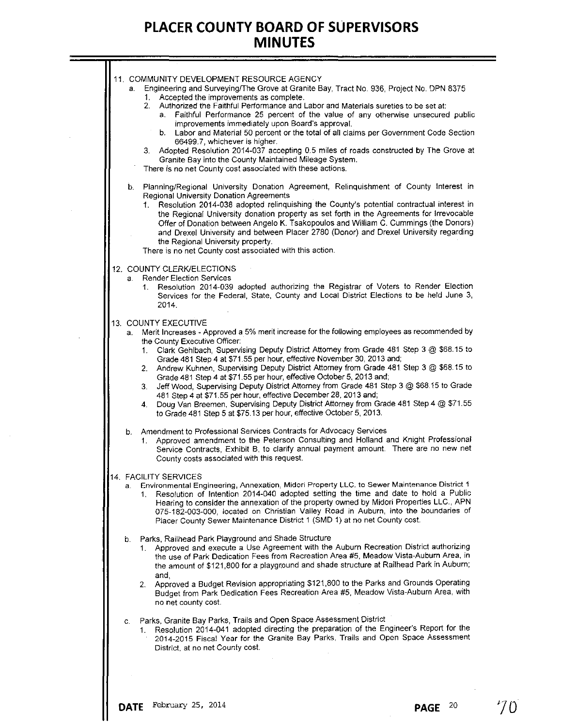# PLACER COUNTY BOARD OF SUPERVISORS MINUTES

11. COMMUNITY DEVELOPMENT RESOURCE AGENCY
    a. Engineering and Surveying/The Grove at Granite Bay, Tract No. 936, Project No. DPN 8375
        1. Accepted the improvements as complete.
        2. Authorized the Faithful Performance and Labor and Materials sureties to be set at:
            a. Faithful Performance 25 percent of the value of any otherwise unsecured public improvements immediately upon Board's approval.
            b. Labor and Material 50 percent or the total of all claims per Government Code Section 66499.7, whichever is higher.
        3. Adopted Resolution 2014-037 accepting 0.5 miles of roads constructed by The Grove at Granite Bay into the County Maintained Mileage System.

        There is no net County cost associated with these actions.

    b. Planning/Regional University Donation Agreement, Relinquishment of County Interest in Regional University Donation Agreements
        1. Resolution 2014-038 adopted relinquishing the County's potential contractual interest in the Regional University donation property as set forth in the Agreements for Irrevocable Offer of Donation between Angelo K. Tsakopoulos and William C. Cummings (the Donors) and Drexel University and between Placer 2780 (Donor) and Drexel University regarding the Regional University property.

        There is no net County cost associated with this action.

12. COUNTY CLERK/ELECTIONS
    a. Render Election Services
        1. Resolution 2014-039 adopted authorizing the Registrar of Voters to Render Election Services for the Federal, State, County and Local District Elections to be held June 3, 2014.

13. COUNTY EXECUTIVE
    a. Merit Increases - Approved a 5% merit increase for the following employees as recommended by the County Executive Officer:
        1. Clark Gehlbach, Supervising Deputy District Attorney from Grade 481 Step 3 @ $68.15 to Grade 481 Step 4 at $71.55 per hour, effective November 30, 2013 and;
        2. Andrew Kuhnen, Supervising Deputy District Attorney from Grade 481 Step 3 @ $68.15 to Grade 481 Step 4 at $71.55 per hour, effective October 5, 2013 and;
        3. Jeff Wood, Supervising Deputy District Attorney from Grade 481 Step 3 @ $68.15 to Grade 481 Step 4 at $71.55 per hour, effective December 28, 2013 and;
        4. Doug Van Breemen, Supervising Deputy District Attorney from Grade 481 Step 4 @ $71.55 to Grade 481 Step 5 at $75.13 per hour, effective October 5, 2013.

    b. Amendment to Professional Services Contracts for Advocacy Services
        1. Approved amendment to the Peterson Consulting and Holland and Knight Professional Service Contracts, Exhibit B, to clarify annual payment amount. There are no new net County costs associated with this request.

14. FACILITY SERVICES
    a. Environmental Engineering, Annexation, Midori Property LLC. to Sewer Maintenance District 1
        1. Resolution of Intention 2014-040 adopted setting the time and date to hold a Public Hearing to consider the annexation of the property owned by Midori Properties LLC., APN 075-182-003-000, located on Christian Valley Road in Auburn, into the boundaries of Placer County Sewer Maintenance District 1 (SMD 1) at no net County cost.

    b. Parks, Railhead Park Playground and Shade Structure
        1. Approved and execute a Use Agreement with the Auburn Recreation District authorizing the use of Park Dedication Fees from Recreation Area #5, Meadow Vista-Auburn Area, in the amount of $121,800 for a playground and shade structure at Railhead Park in Auburn; and,
        2. Approved a Budget Revision appropriating $121,800 to the Parks and Grounds Operating Budget from Park Dedication Fees Recreation Area #5, Meadow Vista-Auburn Area, with no net county cost.

    c. Parks, Granite Bay Parks, Trails and Open Space Assessment District
        1. Resolution 2014-041 adopted directing the preparation of the Engineer's Report for the 2014-2015 Fiscal Year for the Granite Bay Parks, Trails and Open Space Assessment District, at no net County cost.

**DATE** February 25, 2014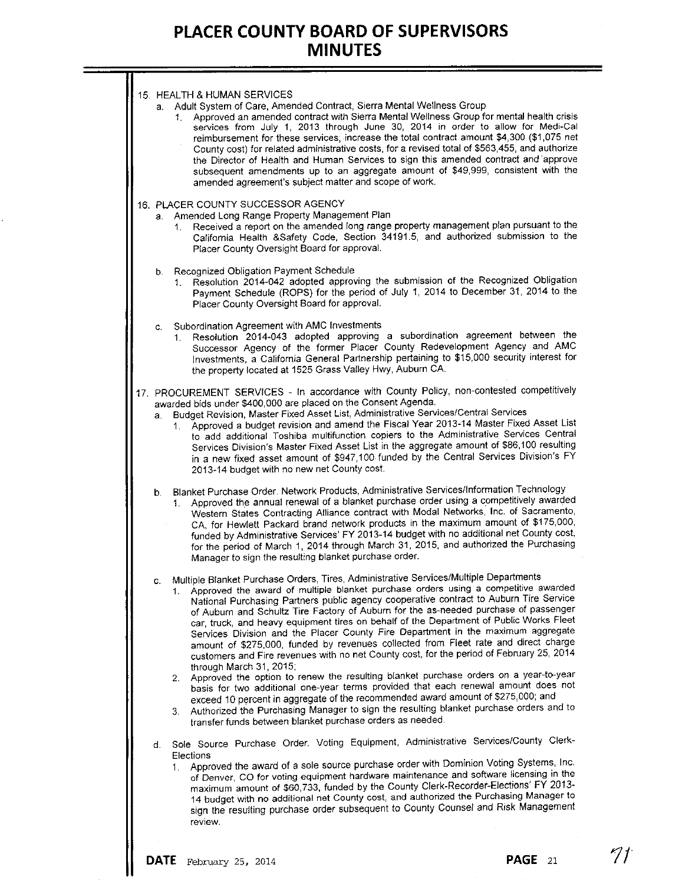15. HEALTH & HUMAN SERVICES
    a. Adult System of Care, Amended Contract, Sierra Mental Wellness Group
        1. Approved an amended contract with Sierra Mental Wellness Group for mental health crisis services from July 1, 2013 through June 30, 2014 in order to allow for Medi-Cal reimbursement for these services, increase the total contract amount $4,300 ($1,075 net County cost) for related administrative costs, for a revised total of $563,455, and authorize the Director of Health and Human Services to sign this amended contract and approve subsequent amendments up to an aggregate amount of $49,999, consistent with the amended agreement's subject matter and scope of work.

16. PLACER COUNTY SUCCESSOR AGENCY
    a. Amended Long Range Property Management Plan
        1. Received a report on the amended long range property management plan pursuant to the California Health &Safety Code, Section 34191.5, and authorized submission to the Placer County Oversight Board for approval.

    b. Recognized Obligation Payment Schedule
        1. Resolution 2014-042 adopted approving the submission of the Recognized Obligation Payment Schedule (ROPS) for the period of July 1, 2014 to December 31, 2014 to the Placer County Oversight Board for approval.

    c. Subordination Agreement with AMC Investments
        1. Resolution 2014-043 adopted approving a subordination agreement between the Successor Agency of the former Placer County Redevelopment Agency and AMC Investments, a California General Partnership pertaining to $15,000 security interest for the property located at 1525 Grass Valley Hwy, Auburn CA.

17. PROCUREMENT SERVICES - In accordance with County Policy, non-contested competitively awarded bids under $400,000 are placed on the Consent Agenda.
    a. Budget Revision, Master Fixed Asset List, Administrative Services/Central Services
        1. Approved a budget revision and amend the Fiscal Year 2013-14 Master Fixed Asset List to add additional Toshiba multifunction copiers to the Administrative Services Central Services Division's Master Fixed Asset List in the aggregate amount of $86,100 resulting in a new fixed asset amount of $947,100 funded by the Central Services Division's FY 2013-14 budget with no new net County cost.

    b. Blanket Purchase Order, Network Products, Administrative Services/Information Technology
        1. Approved the annual renewal of a blanket purchase order using a competitively awarded Western States Contracting Alliance contract with Modal Networks, Inc. of Sacramento, CA, for Hewlett Packard brand network products in the maximum amount of $175,000, funded by Administrative Services' FY 2013-14 budget with no additional net County cost, for the period of March 1, 2014 through March 31, 2015, and authorized the Purchasing Manager to sign the resulting blanket purchase order.

    c. Multiple Blanket Purchase Orders, Tires, Administrative Services/Multiple Departments
        1. Approved the award of multiple blanket purchase orders using a competitive awarded National Purchasing Partners public agency cooperative contract to Auburn Tire Service of Auburn and Schultz Tire Factory of Auburn for the as-needed purchase of passenger car, truck, and heavy equipment tires on behalf of the Department of Public Works Fleet Services Division and the Placer County Fire Department in the maximum aggregate amount of $275,000, funded by revenues collected from Fleet rate and direct charge customers and Fire revenues with no net County cost, for the period of February 25, 2014 through March 31, 2015;
        2. Approved the option to renew the resulting blanket purchase orders on a year-to-year basis for two additional one-year terms provided that each renewal amount does not exceed 10 percent in aggregate of the recommended award amount of $275,000; and
        3. Authorized the Purchasing Manager to sign the resulting blanket purchase orders and to transfer funds between blanket purchase orders as needed.

    d. Sole Source Purchase Order, Voting Equipment, Administrative Services/County Clerk-Elections
        1. Approved the award of a sole source purchase order with Dominion Voting Systems, Inc. of Denver, CO for voting equipment hardware maintenance and software licensing in the maximum amount of $60,733, funded by the County Clerk-Recorder-Elections' FY 2013-14 budget with no additional net County cost, and authorized the Purchasing Manager to sign the resulting purchase order subsequent to County Counsel and Risk Management review.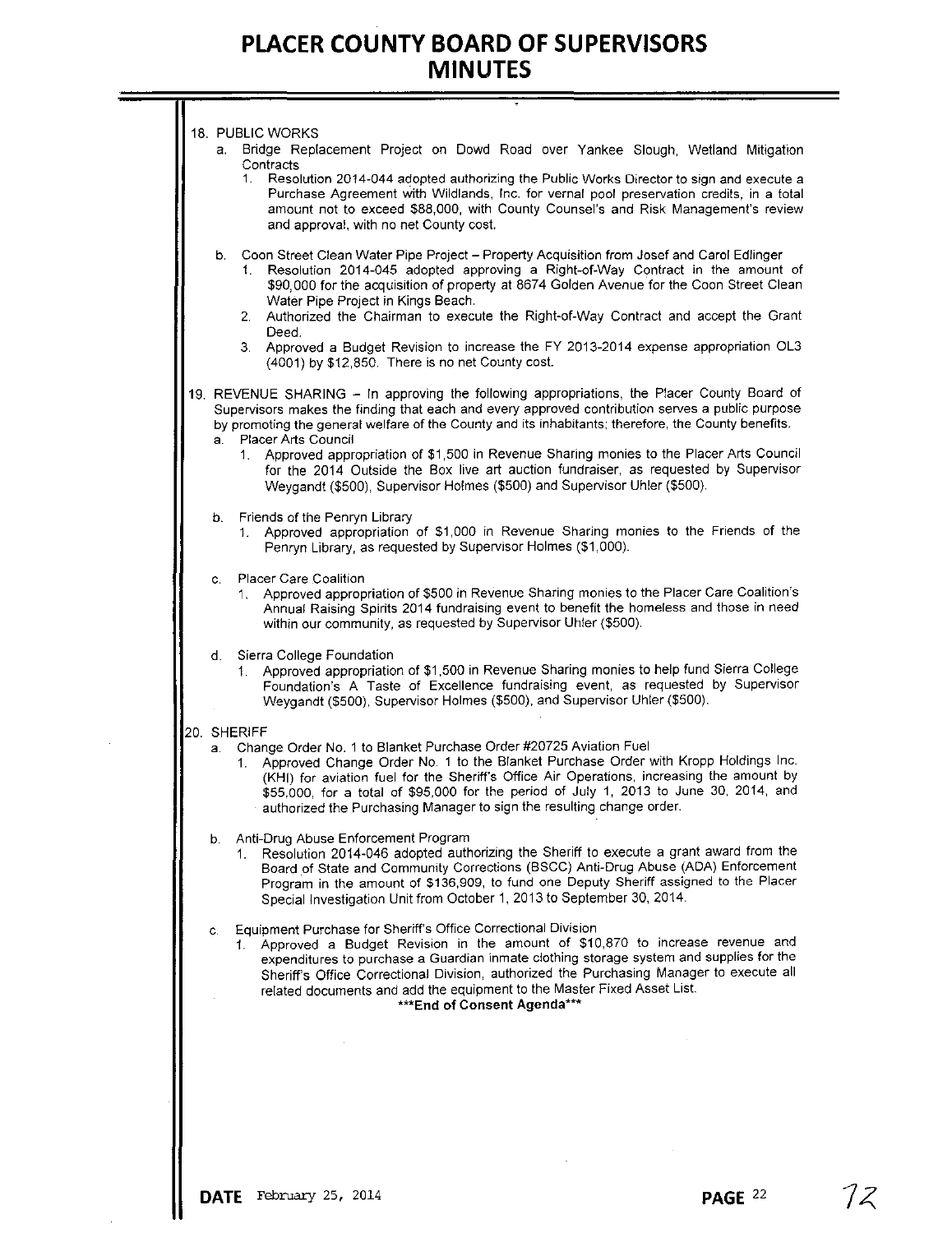18. PUBLIC WORKS
    a. Bridge Replacement Project on Dowd Road over Yankee Slough, Wetland Mitigation Contracts
        1. Resolution 2014-044 adopted authorizing the Public Works Director to sign and execute a Purchase Agreement with Wildlands, Inc. for vernal pool preservation credits, in a total amount not to exceed $88,000, with County Counsel's and Risk Management's review and approval, with no net County cost.

    b. Coon Street Clean Water Pipe Project – Property Acquisition from Josef and Carol Edlinger
        1. Resolution 2014-045 adopted approving a Right-of-Way Contract in the amount of $90,000 for the acquisition of property at 8674 Golden Avenue for the Coon Street Clean Water Pipe Project in Kings Beach.
        2. Authorized the Chairman to execute the Right-of-Way Contract and accept the Grant Deed.
        3. Approved a Budget Revision to increase the FY 2013-2014 expense appropriation OL3 (4001) by $12,850. There is no net County cost.

19. REVENUE SHARING – In approving the following appropriations, the Placer County Board of Supervisors makes the finding that each and every approved contribution serves a public purpose by promoting the general welfare of the County and its inhabitants; therefore, the County benefits.
    a. Placer Arts Council
        1. Approved appropriation of $1,500 in Revenue Sharing monies to the Placer Arts Council for the 2014 Outside the Box live art auction fundraiser, as requested by Supervisor Weygandt ($500), Supervisor Holmes ($500) and Supervisor Uhler ($500).

    b. Friends of the Penryn Library
        1. Approved appropriation of $1,000 in Revenue Sharing monies to the Friends of the Penryn Library, as requested by Supervisor Holmes ($1,000).

    c. Placer Care Coalition
        1. Approved appropriation of $500 in Revenue Sharing monies to the Placer Care Coalition's Annual Raising Spirits 2014 fundraising event to benefit the homeless and those in need within our community, as requested by Supervisor Uhler ($500).

    d. Sierra College Foundation
        1. Approved appropriation of $1,500 in Revenue Sharing monies to help fund Sierra College Foundation's A Taste of Excellence fundraising event, as requested by Supervisor Weygandt ($500), Supervisor Holmes ($500), and Supervisor Uhler ($500).

20. SHERIFF
    a. Change Order No. 1 to Blanket Purchase Order #20725 Aviation Fuel
        1. Approved Change Order No. 1 to the Blanket Purchase Order with Kropp Holdings Inc. (KHI) for aviation fuel for the Sheriff's Office Air Operations, increasing the amount by $55,000, for a total of $95,000 for the period of July 1, 2013 to June 30, 2014, and authorized the Purchasing Manager to sign the resulting change order.

    b. Anti-Drug Abuse Enforcement Program
        1. Resolution 2014-046 adopted authorizing the Sheriff to execute a grant award from the Board of State and Community Corrections (BSCC) Anti-Drug Abuse (ADA) Enforcement Program in the amount of $136,909, to fund one Deputy Sheriff assigned to the Placer Special Investigation Unit from October 1, 2013 to September 30, 2014.

    c. Equipment Purchase for Sheriff's Office Correctional Division
        1. Approved a Budget Revision in the amount of $10,870 to increase revenue and expenditures to purchase a Guardian inmate clothing storage system and supplies for the Sheriff's Office Correctional Division, authorized the Purchasing Manager to execute all related documents and add the equipment to the Master Fixed Asset List.

**\*\*\*End of Consent Agenda\*\*\***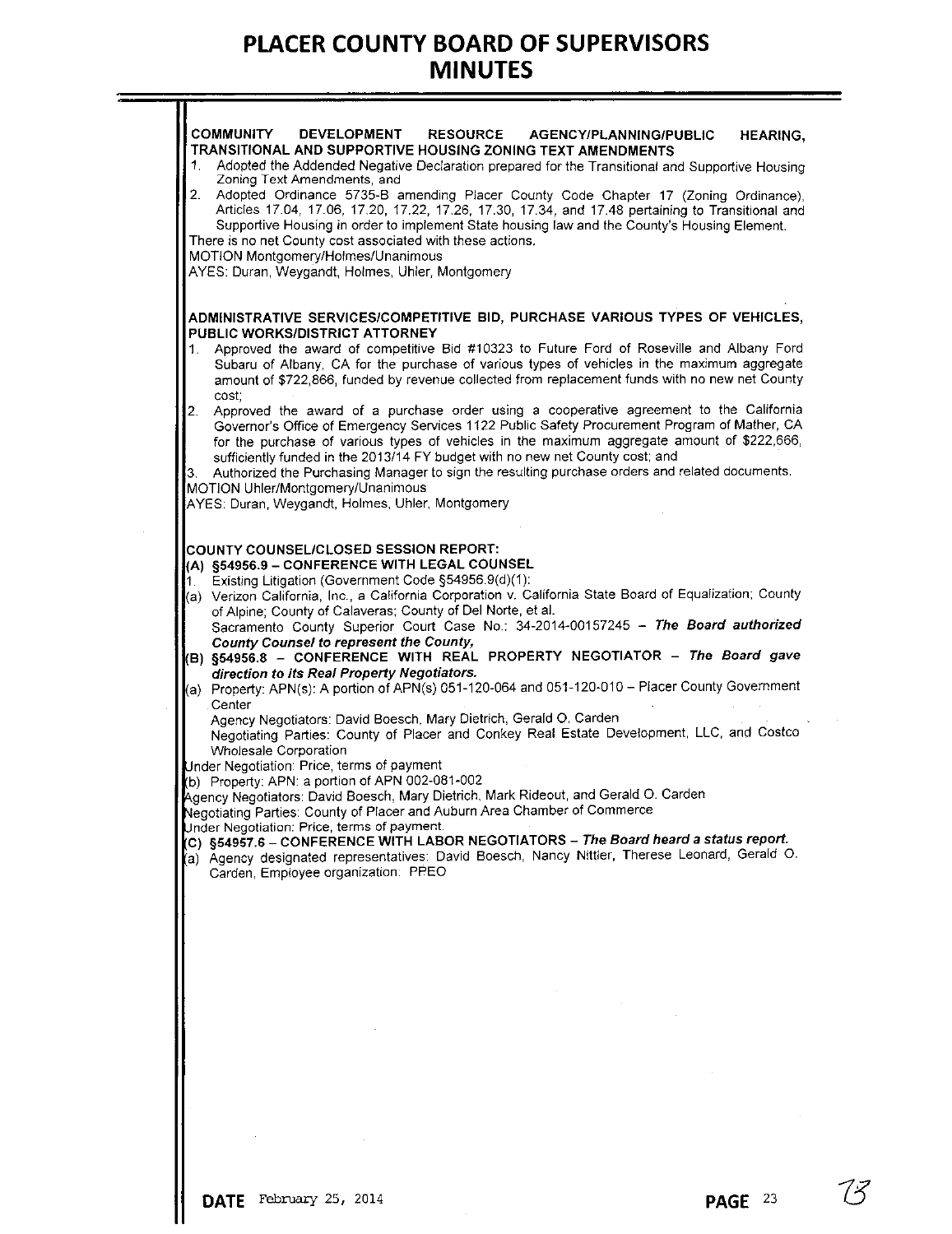**COMMUNITY DEVELOPMENT RESOURCE AGENCY/PLANNING/PUBLIC HEARING, TRANSITIONAL AND SUPPORTIVE HOUSING ZONING TEXT AMENDMENTS**

1. Adopted the Addended Negative Declaration prepared for the Transitional and Supportive Housing Zoning Text Amendments, and
2. Adopted Ordinance 5735-B amending Placer County Code Chapter 17 (Zoning Ordinance), Articles 17.04, 17.06, 17.20, 17.22, 17.26, 17.30, 17.34, and 17.48 pertaining to Transitional and Supportive Housing in order to implement State housing law and the County's Housing Element.

There is no net County cost associated with these actions.
MOTION Montgomery/Holmes/Unanimous
AYES: Duran, Weygandt, Holmes, Uhler, Montgomery

**ADMINISTRATIVE SERVICES/COMPETITIVE BID, PURCHASE VARIOUS TYPES OF VEHICLES, PUBLIC WORKS/DISTRICT ATTORNEY**

1. Approved the award of competitive Bid #10323 to Future Ford of Roseville and Albany Ford Subaru of Albany, CA for the purchase of various types of vehicles in the maximum aggregate amount of $722,866, funded by revenue collected from replacement funds with no new net County cost;
2. Approved the award of a purchase order using a cooperative agreement to the California Governor's Office of Emergency Services 1122 Public Safety Procurement Program of Mather, CA for the purchase of various types of vehicles in the maximum aggregate amount of $222,666, sufficiently funded in the 2013/14 FY budget with no new net County cost; and
3. Authorized the Purchasing Manager to sign the resulting purchase orders and related documents.

MOTION Uhler/Montgomery/Unanimous
AYES: Duran, Weygandt, Holmes, Uhler, Montgomery

**COUNTY COUNSEL/CLOSED SESSION REPORT:**

**(A) §54956.9 – CONFERENCE WITH LEGAL COUNSEL**

1. Existing Litigation (Government Code §54956.9(d)(1):

(a) Verizon California, Inc., a California Corporation v. California State Board of Equalization; County of Alpine; County of Calaveras; County of Del Norte, et al.
Sacramento County Superior Court Case No.: 34-2014-00157245 – ***The Board authorized County Counsel to represent the County.***

**(B) §54956.8 – CONFERENCE WITH REAL PROPERTY NEGOTIATOR – *The Board gave direction to its Real Property Negotiators.***

(a) Property: APN(s): A portion of APN(s) 051-120-064 and 051-120-010 – Placer County Government Center
Agency Negotiators: David Boesch, Mary Dietrich, Gerald O. Carden
Negotiating Parties: County of Placer and Conkey Real Estate Development, LLC, and Costco Wholesale Corporation
Under Negotiation: Price, terms of payment

(b) Property: APN: a portion of APN 002-081-002
Agency Negotiators: David Boesch, Mary Dietrich, Mark Rideout, and Gerald O. Carden
Negotiating Parties: County of Placer and Auburn Area Chamber of Commerce
Under Negotiation: Price, terms of payment.

**(C) §54957.6 – CONFERENCE WITH LABOR NEGOTIATORS – *The Board heard a status report.***

(a) Agency designated representatives: David Boesch, Nancy Nittler, Therese Leonard, Gerald O. Carden, Employee organization: PPEO

**DATE** February 25, 2014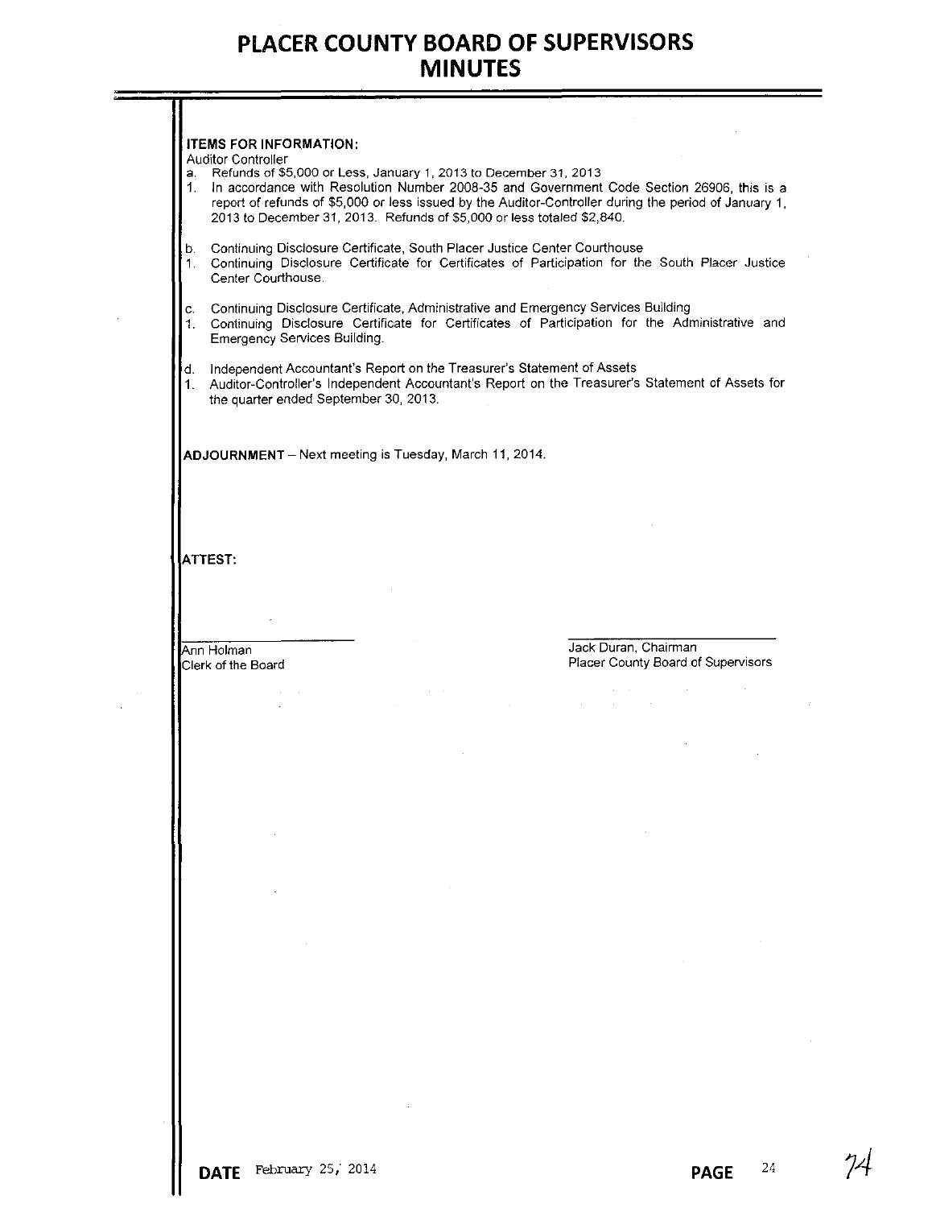**ITEMS FOR INFORMATION:**

Auditor Controller

a. Refunds of $5,000 or Less, January 1, 2013 to December 31, 2013

1. In accordance with Resolution Number 2008-35 and Government Code Section 26906, this is a report of refunds of $5,000 or less issued by the Auditor-Controller during the period of January 1, 2013 to December 31, 2013. Refunds of $5,000 or less totaled $2,840.

b. Continuing Disclosure Certificate, South Placer Justice Center Courthouse

1. Continuing Disclosure Certificate for Certificates of Participation for the South Placer Justice Center Courthouse.

c. Continuing Disclosure Certificate, Administrative and Emergency Services Building

1. Continuing Disclosure Certificate for Certificates of Participation for the Administrative and Emergency Services Building.

d. Independent Accountant's Report on the Treasurer's Statement of Assets

1. Auditor-Controller's Independent Accountant's Report on the Treasurer's Statement of Assets for the quarter ended September 30, 2013.

**ADJOURNMENT** – Next meeting is Tuesday, March 11, 2014.

**ATTEST:**

Ann Holman
Clerk of the Board

Jack Duran, Chairman
Placer County Board of Supervisors

**DATE** February 25, 2014